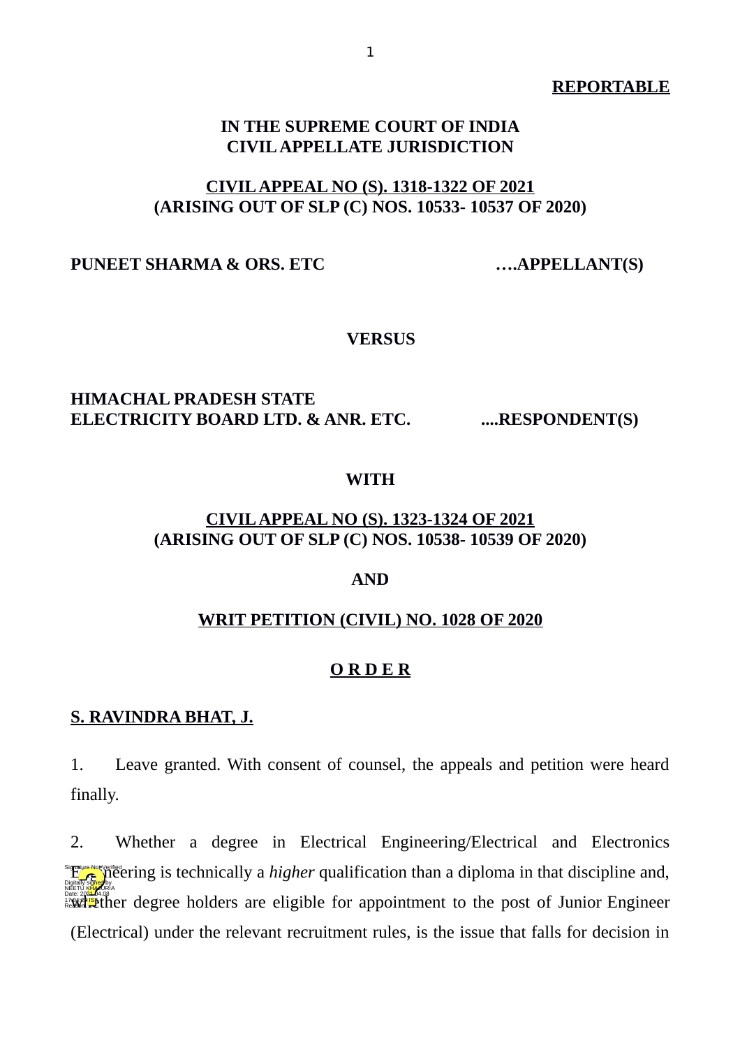**REPORTABLE**

**IN THE SUPREME COURT OF INDIA**
**CIVIL APPELLATE JURISDICTION**

**CIVIL APPEAL NO (S). 1318-1322 OF 2021**
**(ARISING OUT OF SLP (C) NOS. 10533- 10537 OF 2020)**

**PUNEET SHARMA & ORS. ETC ….APPELLANT(S)**

**VERSUS**

**HIMACHAL PRADESH STATE ELECTRICITY BOARD LTD. & ANR. ETC. ....RESPONDENT(S)**

**WITH**

**CIVIL APPEAL NO (S). 1323-1324 OF 2021**
**(ARISING OUT OF SLP (C) NOS. 10538- 10539 OF 2020)**

**AND**

**WRIT PETITION (CIVIL) NO. 1028 OF 2020**

**O R D E R**

**S. RAVINDRA BHAT, J.**

1. Leave granted. With consent of counsel, the appeals and petition were heard finally.

2. Whether a degree in Electrical Engineering/Electrical and Electronics Engineering is technically a *higher* qualification than a diploma in that discipline and, whether degree holders are eligible for appointment to the post of Junior Engineer (Electrical) under the relevant recruitment rules, is the issue that falls for decision in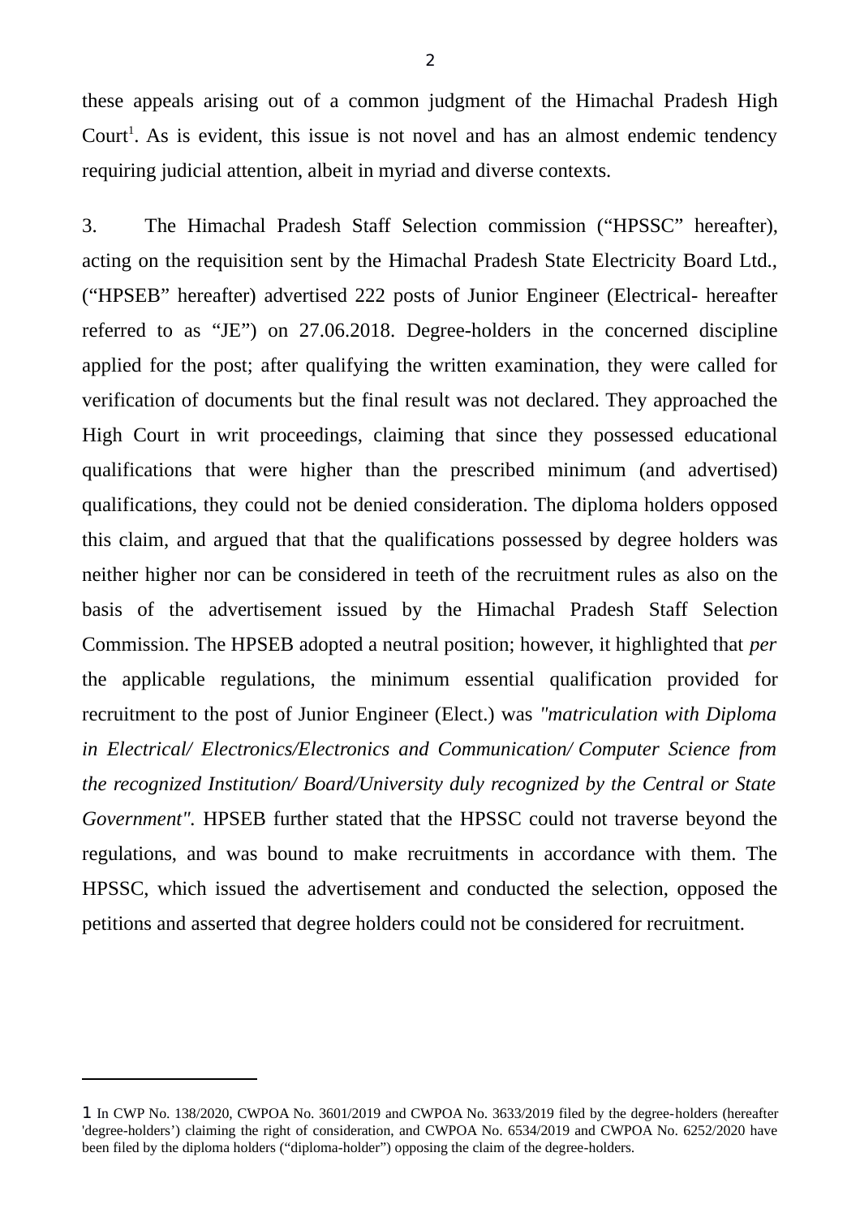these appeals arising out of a common judgment of the Himachal Pradesh High Court[1]. As is evident, this issue is not novel and has an almost endemic tendency requiring judicial attention, albeit in myriad and diverse contexts.

3. The Himachal Pradesh Staff Selection commission ("HPSSC" hereafter), acting on the requisition sent by the Himachal Pradesh State Electricity Board Ltd., ("HPSEB" hereafter) advertised 222 posts of Junior Engineer (Electrical- hereafter referred to as "JE") on 27.06.2018. Degree-holders in the concerned discipline applied for the post; after qualifying the written examination, they were called for verification of documents but the final result was not declared. They approached the High Court in writ proceedings, claiming that since they possessed educational qualifications that were higher than the prescribed minimum (and advertised) qualifications, they could not be denied consideration. The diploma holders opposed this claim, and argued that that the qualifications possessed by degree holders was neither higher nor can be considered in teeth of the recruitment rules as also on the basis of the advertisement issued by the Himachal Pradesh Staff Selection Commission. The HPSEB adopted a neutral position; however, it highlighted that *per* the applicable regulations, the minimum essential qualification provided for recruitment to the post of Junior Engineer (Elect.) was *"matriculation with Diploma in Electrical/ Electronics/Electronics and Communication/ Computer Science from the recognized Institution/ Board/University duly recognized by the Central or State Government"*. HPSEB further stated that the HPSSC could not traverse beyond the regulations, and was bound to make recruitments in accordance with them. The HPSSC, which issued the advertisement and conducted the selection, opposed the petitions and asserted that degree holders could not be considered for recruitment.

---

[1] In CWP No. 138/2020, CWPOA No. 3601/2019 and CWPOA No. 3633/2019 filed by the degree-holders (hereafter 'degree-holders') claiming the right of consideration, and CWPOA No. 6534/2019 and CWPOA No. 6252/2020 have been filed by the diploma holders ("diploma-holder") opposing the claim of the degree-holders.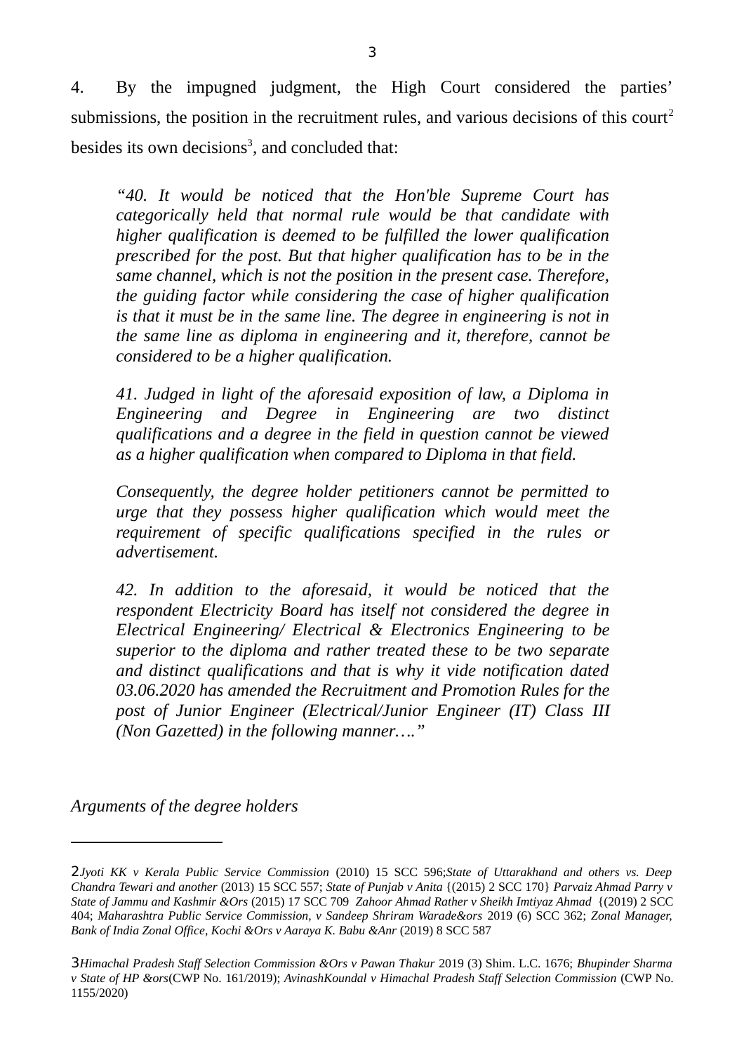4. By the impugned judgment, the High Court considered the parties' submissions, the position in the recruitment rules, and various decisions of this court[2] besides its own decisions[3], and concluded that:

> *"40. It would be noticed that the Hon'ble Supreme Court has categorically held that normal rule would be that candidate with higher qualification is deemed to be fulfilled the lower qualification prescribed for the post. But that higher qualification has to be in the same channel, which is not the position in the present case. Therefore, the guiding factor while considering the case of higher qualification is that it must be in the same line. The degree in engineering is not in the same line as diploma in engineering and it, therefore, cannot be considered to be a higher qualification.*
>
> *41. Judged in light of the aforesaid exposition of law, a Diploma in Engineering and Degree in Engineering are two distinct qualifications and a degree in the field in question cannot be viewed as a higher qualification when compared to Diploma in that field.*
>
> *Consequently, the degree holder petitioners cannot be permitted to urge that they possess higher qualification which would meet the requirement of specific qualifications specified in the rules or advertisement.*
>
> *42. In addition to the aforesaid, it would be noticed that the respondent Electricity Board has itself not considered the degree in Electrical Engineering/ Electrical & Electronics Engineering to be superior to the diploma and rather treated these to be two separate and distinct qualifications and that is why it vide notification dated 03.06.2020 has amended the Recruitment and Promotion Rules for the post of Junior Engineer (Electrical/Junior Engineer (IT) Class III (Non Gazetted) in the following manner…."*

*Arguments of the degree holders*

---

[2] *Jyoti KK v Kerala Public Service Commission* (2010) 15 SCC 596;*State of Uttarakhand and others vs. Deep Chandra Tewari and another* (2013) 15 SCC 557; *State of Punjab v Anita* {(2015) 2 SCC 170} *Parvaiz Ahmad Parry v State of Jammu and Kashmir &Ors* (2015) 17 SCC 709 *Zahoor Ahmad Rather v Sheikh Imtiyaz Ahmad* {(2019) 2 SCC 404; *Maharashtra Public Service Commission, v Sandeep Shriram Warade&ors* 2019 (6) SCC 362; *Zonal Manager, Bank of India Zonal Office, Kochi &Ors v Aaraya K. Babu &Anr* (2019) 8 SCC 587

[3] *Himachal Pradesh Staff Selection Commission &Ors v Pawan Thakur* 2019 (3) Shim. L.C. 1676; *Bhupinder Sharma v State of HP &ors*(CWP No. 161/2019); *AvinashKoundal v Himachal Pradesh Staff Selection Commission* (CWP No. 1155/2020)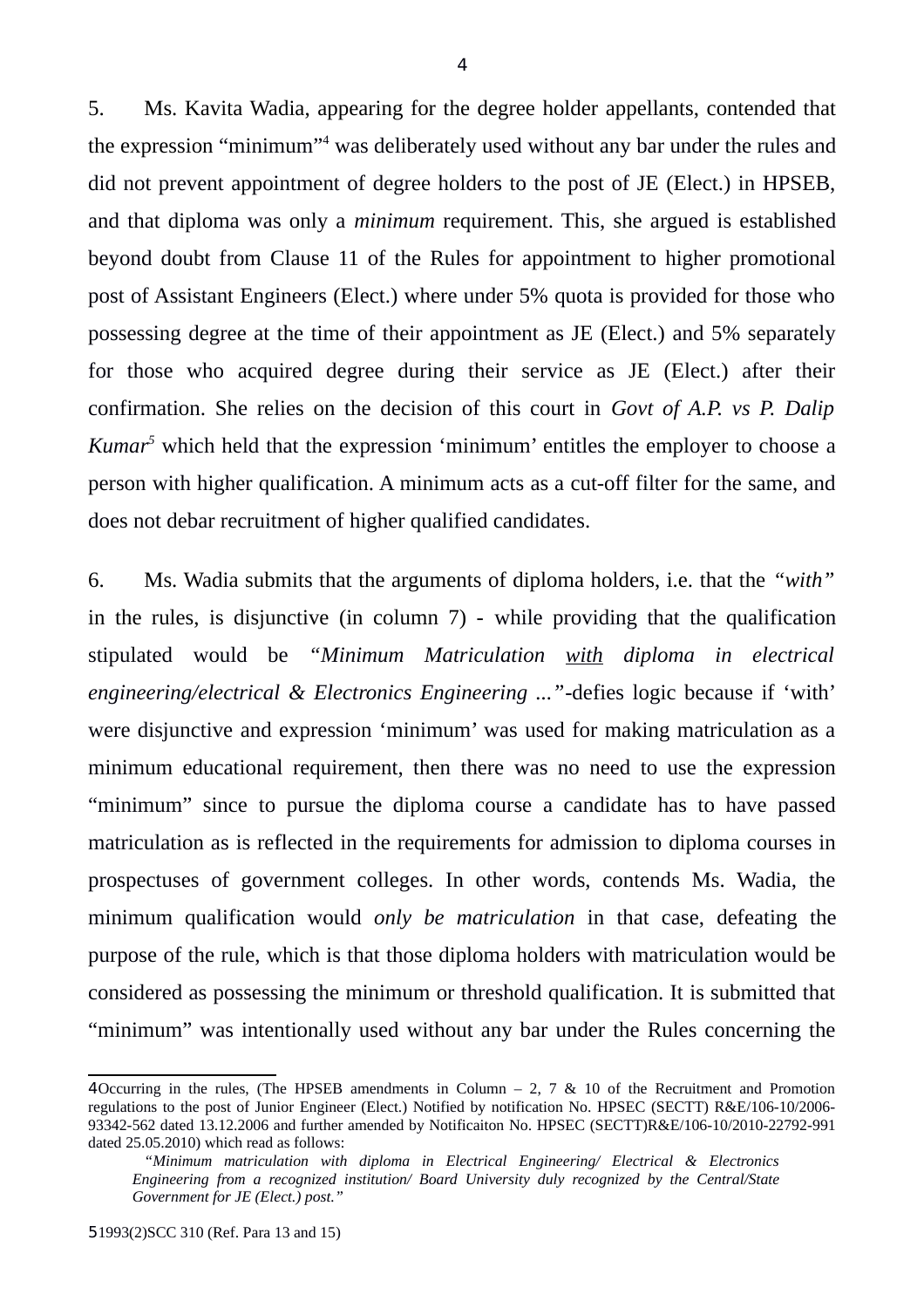5. Ms. Kavita Wadia, appearing for the degree holder appellants, contended that the expression "minimum"[4] was deliberately used without any bar under the rules and did not prevent appointment of degree holders to the post of JE (Elect.) in HPSEB, and that diploma was only a *minimum* requirement. This, she argued is established beyond doubt from Clause 11 of the Rules for appointment to higher promotional post of Assistant Engineers (Elect.) where under 5% quota is provided for those who possessing degree at the time of their appointment as JE (Elect.) and 5% separately for those who acquired degree during their service as JE (Elect.) after their confirmation. She relies on the decision of this court in *Govt of A.P. vs P. Dalip Kumar*[5] which held that the expression 'minimum' entitles the employer to choose a person with higher qualification. A minimum acts as a cut-off filter for the same, and does not debar recruitment of higher qualified candidates.

6. Ms. Wadia submits that the arguments of diploma holders, i.e. that the *"with"* in the rules, is disjunctive (in column 7) - while providing that the qualification stipulated would be *"Minimum Matriculation <u>with</u> diploma in electrical engineering/electrical & Electronics Engineering ..."*-defies logic because if 'with' were disjunctive and expression 'minimum' was used for making matriculation as a minimum educational requirement, then there was no need to use the expression "minimum" since to pursue the diploma course a candidate has to have passed matriculation as is reflected in the requirements for admission to diploma courses in prospectuses of government colleges. In other words, contends Ms. Wadia, the minimum qualification would *only be matriculation* in that case, defeating the purpose of the rule, which is that those diploma holders with matriculation would be considered as possessing the minimum or threshold qualification. It is submitted that "minimum" was intentionally used without any bar under the Rules concerning the

---

[4] Occurring in the rules, (The HPSEB amendments in Column – 2, 7 & 10 of the Recruitment and Promotion regulations to the post of Junior Engineer (Elect.) Notified by notification No. HPSEC (SECTT) R&E/106-10/2006-93342-562 dated 13.12.2006 and further amended by Notificaiton No. HPSEC (SECTT)R&E/106-10/2010-22792-991 dated 25.05.2010) which read as follows:

> *"Minimum matriculation with diploma in Electrical Engineering/ Electrical & Electronics Engineering from a recognized institution/ Board University duly recognized by the Central/State Government for JE (Elect.) post."*

[5] 1993(2)SCC 310 (Ref. Para 13 and 15)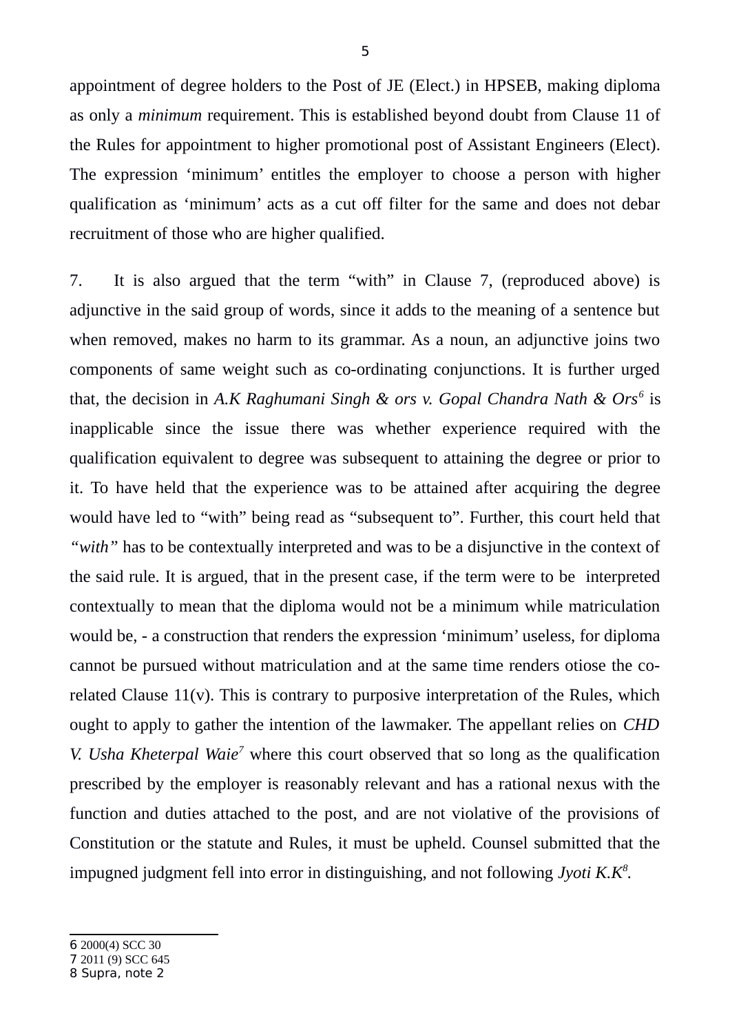appointment of degree holders to the Post of JE (Elect.) in HPSEB, making diploma as only a *minimum* requirement. This is established beyond doubt from Clause 11 of the Rules for appointment to higher promotional post of Assistant Engineers (Elect). The expression 'minimum' entitles the employer to choose a person with higher qualification as 'minimum' acts as a cut off filter for the same and does not debar recruitment of those who are higher qualified.

7. It is also argued that the term "with" in Clause 7, (reproduced above) is adjunctive in the said group of words, since it adds to the meaning of a sentence but when removed, makes no harm to its grammar. As a noun, an adjunctive joins two components of same weight such as co-ordinating conjunctions. It is further urged that, the decision in *A.K Raghumani Singh & ors v. Gopal Chandra Nath & Ors*[6] is inapplicable since the issue there was whether experience required with the qualification equivalent to degree was subsequent to attaining the degree or prior to it. To have held that the experience was to be attained after acquiring the degree would have led to "with" being read as "subsequent to". Further, this court held that *"with"* has to be contextually interpreted and was to be a disjunctive in the context of the said rule. It is argued, that in the present case, if the term were to be interpreted contextually to mean that the diploma would not be a minimum while matriculation would be, - a construction that renders the expression 'minimum' useless, for diploma cannot be pursued without matriculation and at the same time renders otiose the co-related Clause 11(v). This is contrary to purposive interpretation of the Rules, which ought to apply to gather the intention of the lawmaker. The appellant relies on *CHD V. Usha Kheterpal Waie*[7] where this court observed that so long as the qualification prescribed by the employer is reasonably relevant and has a rational nexus with the function and duties attached to the post, and are not violative of the provisions of Constitution or the statute and Rules, it must be upheld. Counsel submitted that the impugned judgment fell into error in distinguishing, and not following *Jyoti K.K*[8].

---

6 2000(4) SCC 30
7 2011 (9) SCC 645
8 Supra, note 2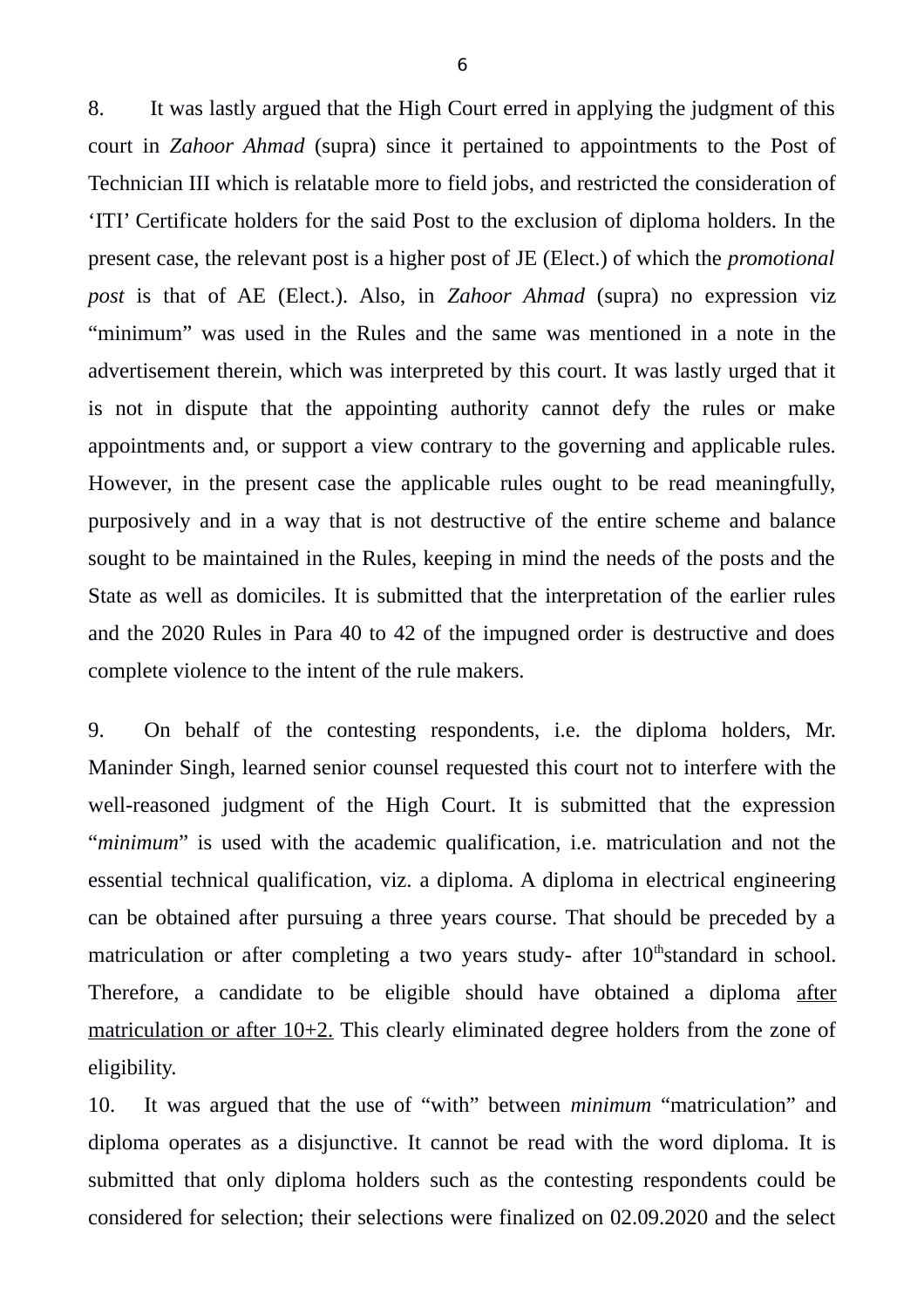8. It was lastly argued that the High Court erred in applying the judgment of this court in *Zahoor Ahmad* (supra) since it pertained to appointments to the Post of Technician III which is relatable more to field jobs, and restricted the consideration of 'ITI' Certificate holders for the said Post to the exclusion of diploma holders. In the present case, the relevant post is a higher post of JE (Elect.) of which the *promotional post* is that of AE (Elect.). Also, in *Zahoor Ahmad* (supra) no expression viz "minimum" was used in the Rules and the same was mentioned in a note in the advertisement therein, which was interpreted by this court. It was lastly urged that it is not in dispute that the appointing authority cannot defy the rules or make appointments and, or support a view contrary to the governing and applicable rules. However, in the present case the applicable rules ought to be read meaningfully, purposively and in a way that is not destructive of the entire scheme and balance sought to be maintained in the Rules, keeping in mind the needs of the posts and the State as well as domiciles. It is submitted that the interpretation of the earlier rules and the 2020 Rules in Para 40 to 42 of the impugned order is destructive and does complete violence to the intent of the rule makers.

9. On behalf of the contesting respondents, i.e. the diploma holders, Mr. Maninder Singh, learned senior counsel requested this court not to interfere with the well-reasoned judgment of the High Court. It is submitted that the expression "*minimum*" is used with the academic qualification, i.e. matriculation and not the essential technical qualification, viz. a diploma. A diploma in electrical engineering can be obtained after pursuing a three years course. That should be preceded by a matriculation or after completing a two years study- after 10th standard in school. Therefore, a candidate to be eligible should have obtained a diploma after matriculation or after 10+2. This clearly eliminated degree holders from the zone of eligibility.

10. It was argued that the use of "with" between *minimum* "matriculation" and diploma operates as a disjunctive. It cannot be read with the word diploma. It is submitted that only diploma holders such as the contesting respondents could be considered for selection; their selections were finalized on 02.09.2020 and the select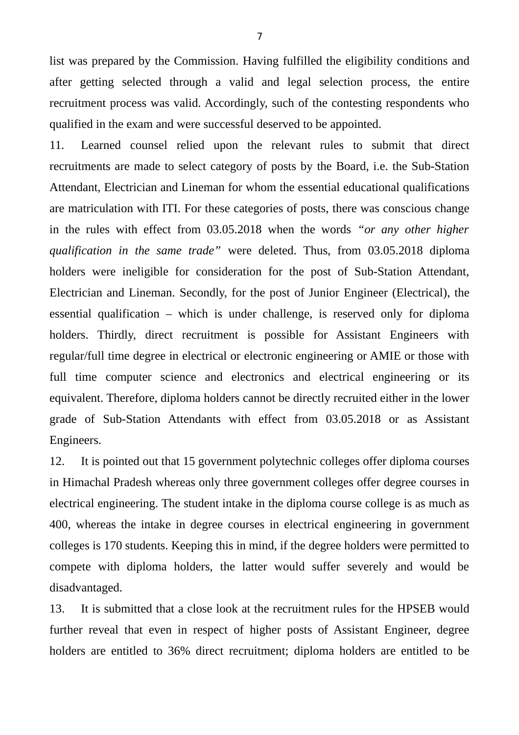list was prepared by the Commission. Having fulfilled the eligibility conditions and after getting selected through a valid and legal selection process, the entire recruitment process was valid. Accordingly, such of the contesting respondents who qualified in the exam and were successful deserved to be appointed.

11. Learned counsel relied upon the relevant rules to submit that direct recruitments are made to select category of posts by the Board, i.e. the Sub-Station Attendant, Electrician and Lineman for whom the essential educational qualifications are matriculation with ITI. For these categories of posts, there was conscious change in the rules with effect from 03.05.2018 when the words *"or any other higher qualification in the same trade"* were deleted. Thus, from 03.05.2018 diploma holders were ineligible for consideration for the post of Sub-Station Attendant, Electrician and Lineman. Secondly, for the post of Junior Engineer (Electrical), the essential qualification – which is under challenge, is reserved only for diploma holders. Thirdly, direct recruitment is possible for Assistant Engineers with regular/full time degree in electrical or electronic engineering or AMIE or those with full time computer science and electronics and electrical engineering or its equivalent. Therefore, diploma holders cannot be directly recruited either in the lower grade of Sub-Station Attendants with effect from 03.05.2018 or as Assistant Engineers.

12. It is pointed out that 15 government polytechnic colleges offer diploma courses in Himachal Pradesh whereas only three government colleges offer degree courses in electrical engineering. The student intake in the diploma course college is as much as 400, whereas the intake in degree courses in electrical engineering in government colleges is 170 students. Keeping this in mind, if the degree holders were permitted to compete with diploma holders, the latter would suffer severely and would be disadvantaged.

13. It is submitted that a close look at the recruitment rules for the HPSEB would further reveal that even in respect of higher posts of Assistant Engineer, degree holders are entitled to 36% direct recruitment; diploma holders are entitled to be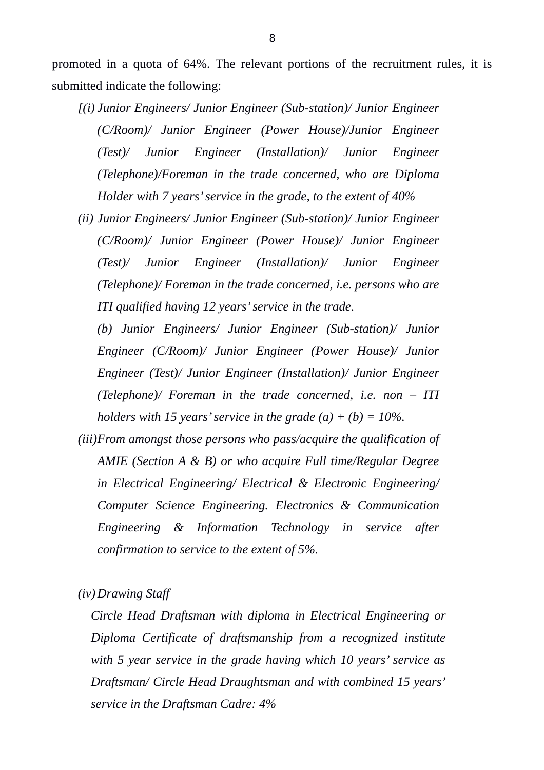promoted in a quota of 64%. The relevant portions of the recruitment rules, it is submitted indicate the following:

*[(i) Junior Engineers/ Junior Engineer (Sub-station)/ Junior Engineer (C/Room)/ Junior Engineer (Power House)/Junior Engineer (Test)/ Junior Engineer (Installation)/ Junior Engineer (Telephone)/Foreman in the trade concerned, who are Diploma Holder with 7 years' service in the grade, to the extent of 40%*

*(ii) Junior Engineers/ Junior Engineer (Sub-station)/ Junior Engineer (C/Room)/ Junior Engineer (Power House)/ Junior Engineer (Test)/ Junior Engineer (Installation)/ Junior Engineer (Telephone)/ Foreman in the trade concerned, i.e. persons who are <u>ITI qualified having 12 years' service in the trade</u>.*

*(b) Junior Engineers/ Junior Engineer (Sub-station)/ Junior Engineer (C/Room)/ Junior Engineer (Power House)/ Junior Engineer (Test)/ Junior Engineer (Installation)/ Junior Engineer (Telephone)/ Foreman in the trade concerned, i.e. non – ITI holders with 15 years' service in the grade (a) + (b) = 10%.*

*(iii) From amongst those persons who pass/acquire the qualification of AMIE (Section A & B) or who acquire Full time/Regular Degree in Electrical Engineering/ Electrical & Electronic Engineering/ Computer Science Engineering. Electronics & Communication Engineering & Information Technology in service after confirmation to service to the extent of 5%.*

*(iv) <u>Drawing Staff</u>*

*Circle Head Draftsman with diploma in Electrical Engineering or Diploma Certificate of draftsmanship from a recognized institute with 5 year service in the grade having which 10 years' service as Draftsman/ Circle Head Draughtsman and with combined 15 years' service in the Draftsman Cadre: 4%*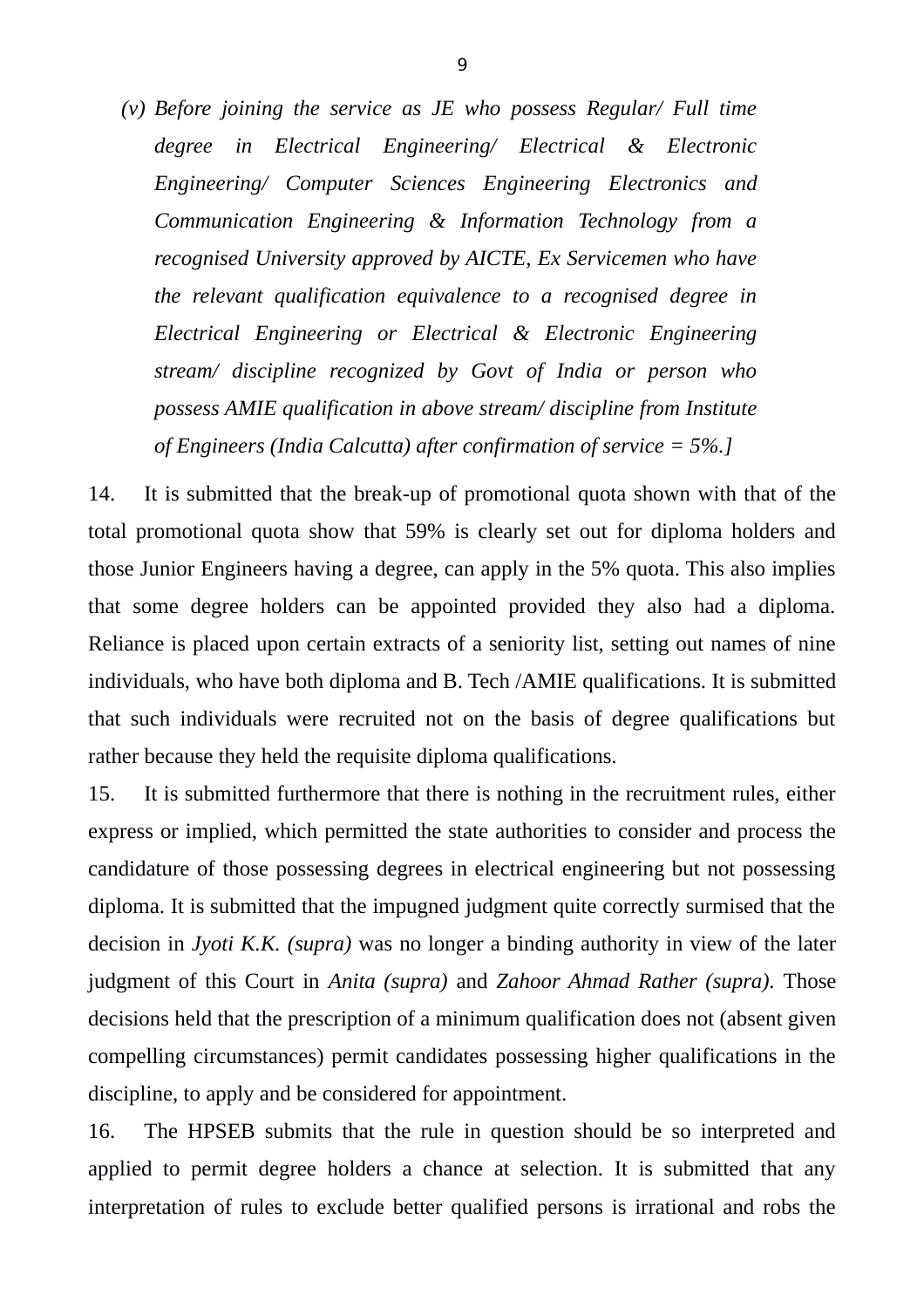*(v) Before joining the service as JE who possess Regular/ Full time degree in Electrical Engineering/ Electrical & Electronic Engineering/ Computer Sciences Engineering Electronics and Communication Engineering & Information Technology from a recognised University approved by AICTE, Ex Servicemen who have the relevant qualification equivalence to a recognised degree in Electrical Engineering or Electrical & Electronic Engineering stream/ discipline recognized by Govt of India or person who possess AMIE qualification in above stream/ discipline from Institute of Engineers (India Calcutta) after confirmation of service = 5%.]*

14. It is submitted that the break-up of promotional quota shown with that of the total promotional quota show that 59% is clearly set out for diploma holders and those Junior Engineers having a degree, can apply in the 5% quota. This also implies that some degree holders can be appointed provided they also had a diploma. Reliance is placed upon certain extracts of a seniority list, setting out names of nine individuals, who have both diploma and B. Tech /AMIE qualifications. It is submitted that such individuals were recruited not on the basis of degree qualifications but rather because they held the requisite diploma qualifications.

15. It is submitted furthermore that there is nothing in the recruitment rules, either express or implied, which permitted the state authorities to consider and process the candidature of those possessing degrees in electrical engineering but not possessing diploma. It is submitted that the impugned judgment quite correctly surmised that the decision in *Jyoti K.K. (supra)* was no longer a binding authority in view of the later judgment of this Court in *Anita (supra)* and *Zahoor Ahmad Rather (supra).* Those decisions held that the prescription of a minimum qualification does not (absent given compelling circumstances) permit candidates possessing higher qualifications in the discipline, to apply and be considered for appointment.

16. The HPSEB submits that the rule in question should be so interpreted and applied to permit degree holders a chance at selection. It is submitted that any interpretation of rules to exclude better qualified persons is irrational and robs the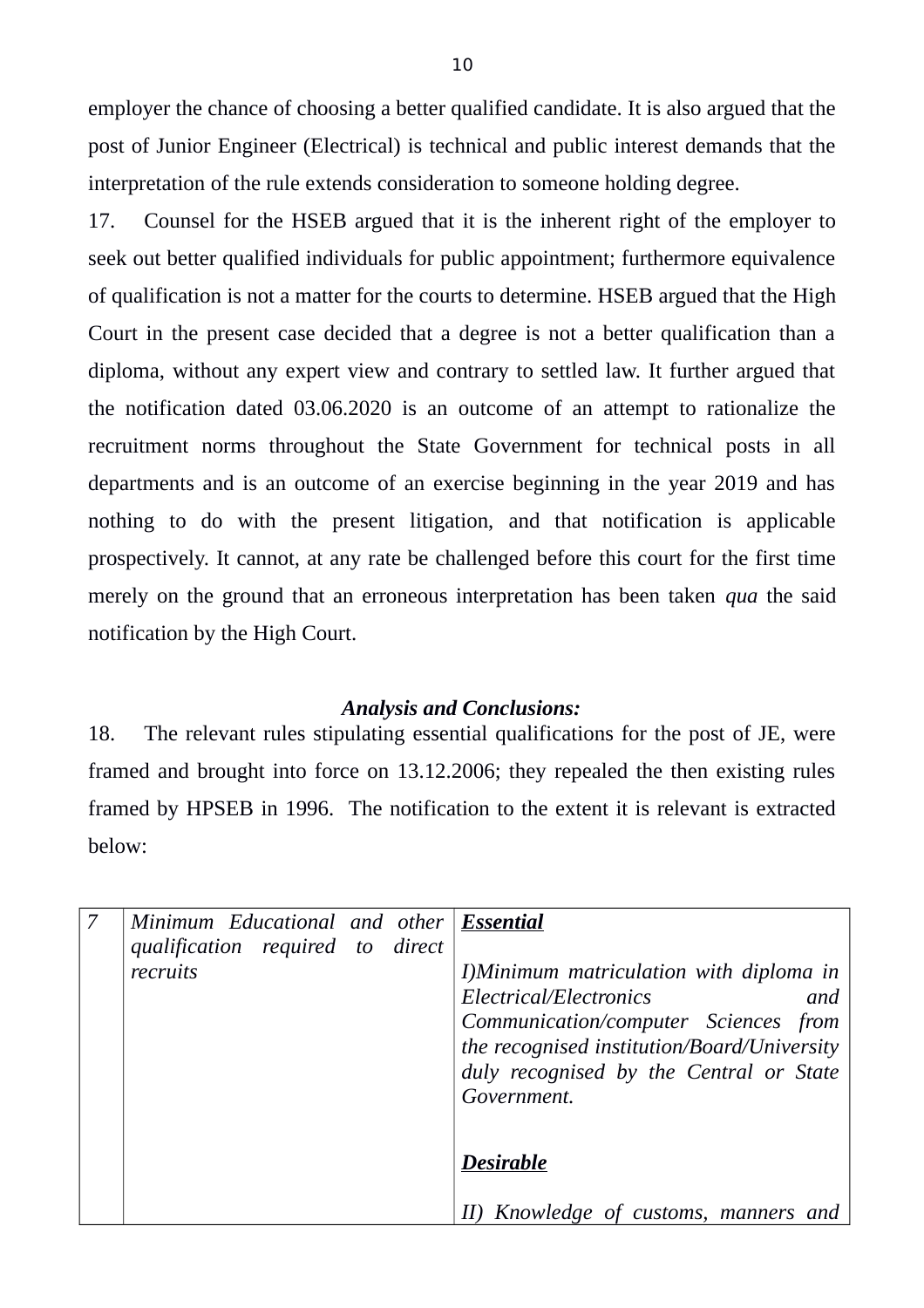employer the chance of choosing a better qualified candidate. It is also argued that the post of Junior Engineer (Electrical) is technical and public interest demands that the interpretation of the rule extends consideration to someone holding degree.

17. Counsel for the HSEB argued that it is the inherent right of the employer to seek out better qualified individuals for public appointment; furthermore equivalence of qualification is not a matter for the courts to determine. HSEB argued that the High Court in the present case decided that a degree is not a better qualification than a diploma, without any expert view and contrary to settled law. It further argued that the notification dated 03.06.2020 is an outcome of an attempt to rationalize the recruitment norms throughout the State Government for technical posts in all departments and is an outcome of an exercise beginning in the year 2019 and has nothing to do with the present litigation, and that notification is applicable prospectively. It cannot, at any rate be challenged before this court for the first time merely on the ground that an erroneous interpretation has been taken *qua* the said notification by the High Court.

***Analysis and Conclusions:***

18. The relevant rules stipulating essential qualifications for the post of JE, were framed and brought into force on 13.12.2006; they repealed the then existing rules framed by HPSEB in 1996. The notification to the extent it is relevant is extracted below:

| | | |
|---|---|---|
| *7* | *Minimum Educational and other qualification required to direct recruits* | ***<u>Essential</u>***<br><br>*I)Minimum matriculation with diploma in Electrical/Electronics and Communication/computer Sciences from the recognised institution/Board/University duly recognised by the Central or State Government.*<br><br>***<u>Desirable</u>***<br><br>*II) Knowledge of customs, manners and* |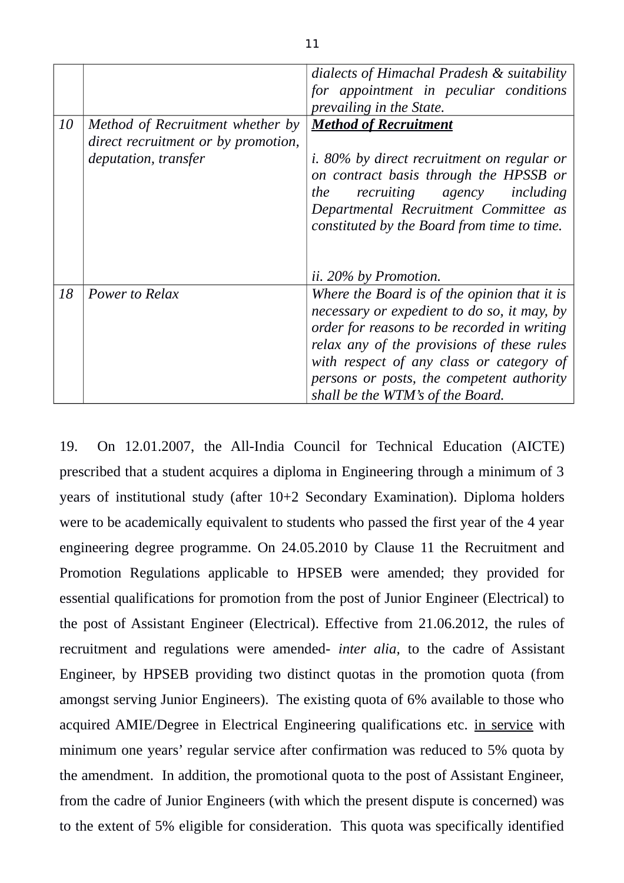|  |  | *dialects of Himachal Pradesh & suitability for appointment in peculiar conditions prevailing in the State.* |
|---|---|---|
| *10* | *Method of Recruitment whether by direct recruitment or by promotion, deputation, transfer* | ***<u>Method of Recruitment</u>***<br><br>*i. 80% by direct recruitment on regular or on contract basis through the HPSSB or the recruiting agency including Departmental Recruitment Committee as constituted by the Board from time to time.*<br><br>*ii. 20% by Promotion.* |
| *18* | *Power to Relax* | *Where the Board is of the opinion that it is necessary or expedient to do so, it may, by order for reasons to be recorded in writing relax any of the provisions of these rules with respect of any class or category of persons or posts, the competent authority shall be the WTM's of the Board.* |

19. On 12.01.2007, the All-India Council for Technical Education (AICTE) prescribed that a student acquires a diploma in Engineering through a minimum of 3 years of institutional study (after 10+2 Secondary Examination). Diploma holders were to be academically equivalent to students who passed the first year of the 4 year engineering degree programme. On 24.05.2010 by Clause 11 the Recruitment and Promotion Regulations applicable to HPSEB were amended; they provided for essential qualifications for promotion from the post of Junior Engineer (Electrical) to the post of Assistant Engineer (Electrical). Effective from 21.06.2012, the rules of recruitment and regulations were amended- *inter alia,* to the cadre of Assistant Engineer, by HPSEB providing two distinct quotas in the promotion quota (from amongst serving Junior Engineers). The existing quota of 6% available to those who acquired AMIE/Degree in Electrical Engineering qualifications etc. <u>in service</u> with minimum one years' regular service after confirmation was reduced to 5% quota by the amendment. In addition, the promotional quota to the post of Assistant Engineer, from the cadre of Junior Engineers (with which the present dispute is concerned) was to the extent of 5% eligible for consideration. This quota was specifically identified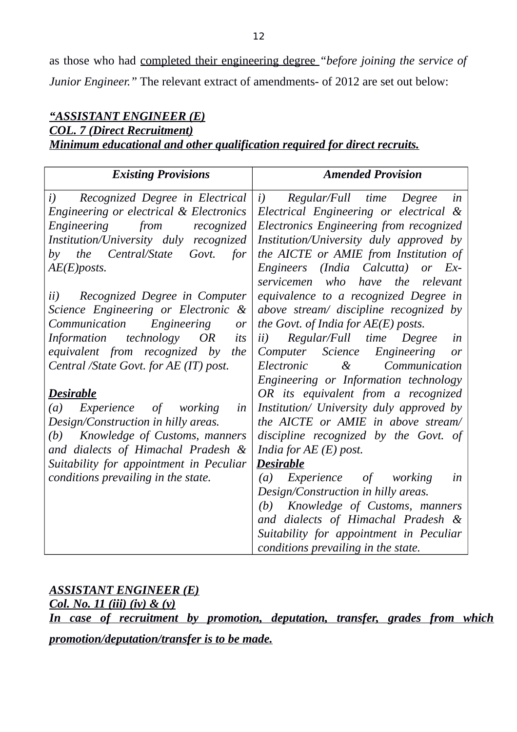as those who had <u>completed their engineering degree</u> *"before joining the service of Junior Engineer."* The relevant extract of amendments- of 2012 are set out below:

***<u>"ASSISTANT ENGINEER (E)</u>***
***<u>COL. 7 (Direct Recruitment)</u>***
***<u>Minimum educational and other qualification required for direct recruits.</u>***

| *Existing Provisions* | *Amended Provision* |
|---|---|
| *i) Recognized Degree in Electrical Engineering or electrical & Electronics Engineering from recognized Institution/University duly recognized by the Central/State Govt. for AE(E)posts.*<br><br>*ii) Recognized Degree in Computer Science Engineering or Electronic & Communication Engineering or Information technology OR its equivalent from recognized by the Central /State Govt. for AE (IT) post.*<br><br>***<u>Desirable</u>***<br>*(a) Experience of working in Design/Construction in hilly areas.*<br>*(b) Knowledge of Customs, manners and dialects of Himachal Pradesh & Suitability for appointment in Peculiar conditions prevailing in the state.* | *i) Regular/Full time Degree in Electrical Engineering or electrical & Electronics Engineering from recognized Institution/University duly approved by the AICTE or AMIE from Institution of Engineers (India Calcutta) or Ex-servicemen who have the relevant equivalence to a recognized Degree in above stream/ discipline recognized by the Govt. of India for AE(E) posts.*<br>*ii) Regular/Full time Degree in Computer Science Engineering or Electronic & Communication Engineering or Information technology OR its equivalent from a recognized Institution/ University duly approved by the AICTE or AMIE in above stream/ discipline recognized by the Govt. of India for AE (E) post.*<br>***<u>Desirable</u>***<br>*(a) Experience of working in Design/Construction in hilly areas.*<br>*(b) Knowledge of Customs, manners and dialects of Himachal Pradesh & Suitability for appointment in Peculiar conditions prevailing in the state.* |

***<u>ASSISTANT ENGINEER (E)</u>***
***<u>Col. No. 11 (iii) (iv) & (v)</u>***
***<u>In case of recruitment by promotion, deputation, transfer, grades from which promotion/deputation/transfer is to be made.</u>***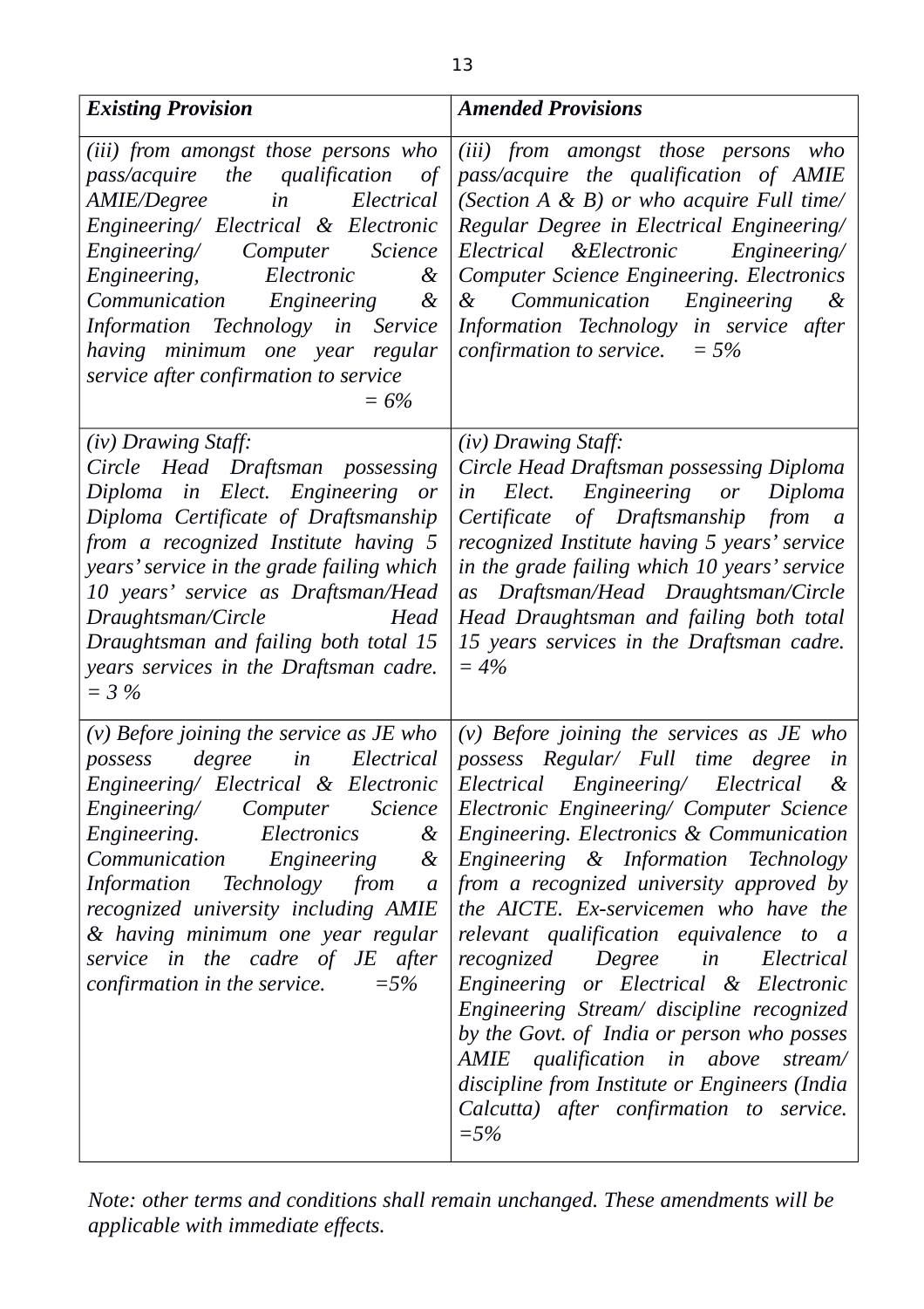| ***Existing Provision*** | ***Amended Provisions*** |
|---|---|
| *(iii) from amongst those persons who pass/acquire the qualification of AMIE/Degree in Electrical Engineering/ Electrical & Electronic Engineering/ Computer Science Engineering, Electronic & Communication Engineering & Information Technology in Service having minimum one year regular service after confirmation to service = 6%* | *(iii) from amongst those persons who pass/acquire the qualification of AMIE (Section A & B) or who acquire Full time/ Regular Degree in Electrical Engineering/ Electrical &Electronic Engineering/ Computer Science Engineering. Electronics & Communication Engineering & Information Technology in service after confirmation to service. = 5%* |
| *(iv) Drawing Staff: Circle Head Draftsman possessing Diploma in Elect. Engineering or Diploma Certificate of Draftsmanship from a recognized Institute having 5 years' service in the grade failing which 10 years' service as Draftsman/Head Draughtsman/Circle Head Draughtsman and failing both total 15 years services in the Draftsman cadre. = 3 %* | *(iv) Drawing Staff: Circle Head Draftsman possessing Diploma in Elect. Engineering or Diploma Certificate of Draftsmanship from a recognized Institute having 5 years' service in the grade failing which 10 years' service as Draftsman/Head Draughtsman/Circle Head Draughtsman and failing both total 15 years services in the Draftsman cadre. = 4%* |
| *(v) Before joining the service as JE who possess degree in Electrical Engineering/ Electrical & Electronic Engineering/ Computer Science Engineering. Electronics & Communication Engineering & Information Technology from a recognized university including AMIE & having minimum one year regular service in the cadre of JE after confirmation in the service. =5%* | *(v) Before joining the services as JE who possess Regular/ Full time degree in Electrical Engineering/ Electrical & Electronic Engineering/ Computer Science Engineering. Electronics & Communication Engineering & Information Technology from a recognized university approved by the AICTE. Ex-servicemen who have the relevant qualification equivalence to a recognized Degree in Electrical Engineering or Electrical & Electronic Engineering Stream/ discipline recognized by the Govt. of India or person who posses AMIE qualification in above stream/ discipline from Institute or Engineers (India Calcutta) after confirmation to service. =5%* |

*Note: other terms and conditions shall remain unchanged. These amendments will be applicable with immediate effects.*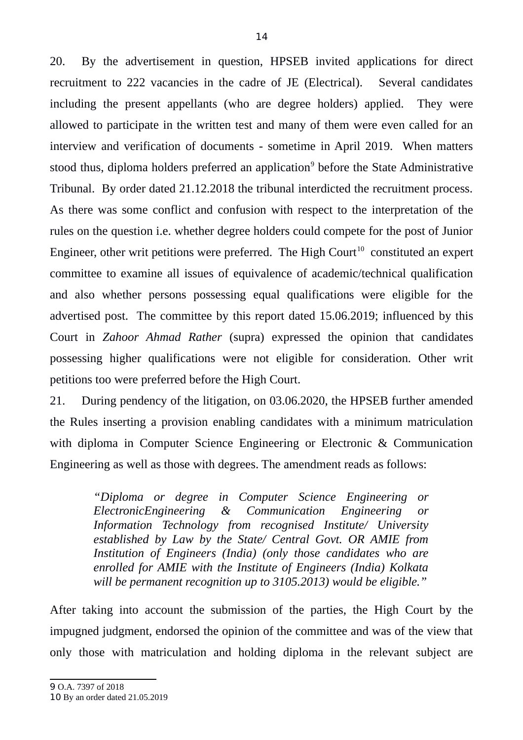20. By the advertisement in question, HPSEB invited applications for direct recruitment to 222 vacancies in the cadre of JE (Electrical). Several candidates including the present appellants (who are degree holders) applied. They were allowed to participate in the written test and many of them were even called for an interview and verification of documents - sometime in April 2019. When matters stood thus, diploma holders preferred an application[9] before the State Administrative Tribunal. By order dated 21.12.2018 the tribunal interdicted the recruitment process. As there was some conflict and confusion with respect to the interpretation of the rules on the question i.e. whether degree holders could compete for the post of Junior Engineer, other writ petitions were preferred. The High Court[10] constituted an expert committee to examine all issues of equivalence of academic/technical qualification and also whether persons possessing equal qualifications were eligible for the advertised post. The committee by this report dated 15.06.2019; influenced by this Court in *Zahoor Ahmad Rather* (supra) expressed the opinion that candidates possessing higher qualifications were not eligible for consideration. Other writ petitions too were preferred before the High Court.

21. During pendency of the litigation, on 03.06.2020, the HPSEB further amended the Rules inserting a provision enabling candidates with a minimum matriculation with diploma in Computer Science Engineering or Electronic & Communication Engineering as well as those with degrees. The amendment reads as follows:

> *"Diploma or degree in Computer Science Engineering or ElectronicEngineering & Communication Engineering or Information Technology from recognised Institute/ University established by Law by the State/ Central Govt. OR AMIE from Institution of Engineers (India) (only those candidates who are enrolled for AMIE with the Institute of Engineers (India) Kolkata will be permanent recognition up to 3105.2013) would be eligible."*

After taking into account the submission of the parties, the High Court by the impugned judgment, endorsed the opinion of the committee and was of the view that only those with matriculation and holding diploma in the relevant subject are

---

9 O.A. 7397 of 2018

10 By an order dated 21.05.2019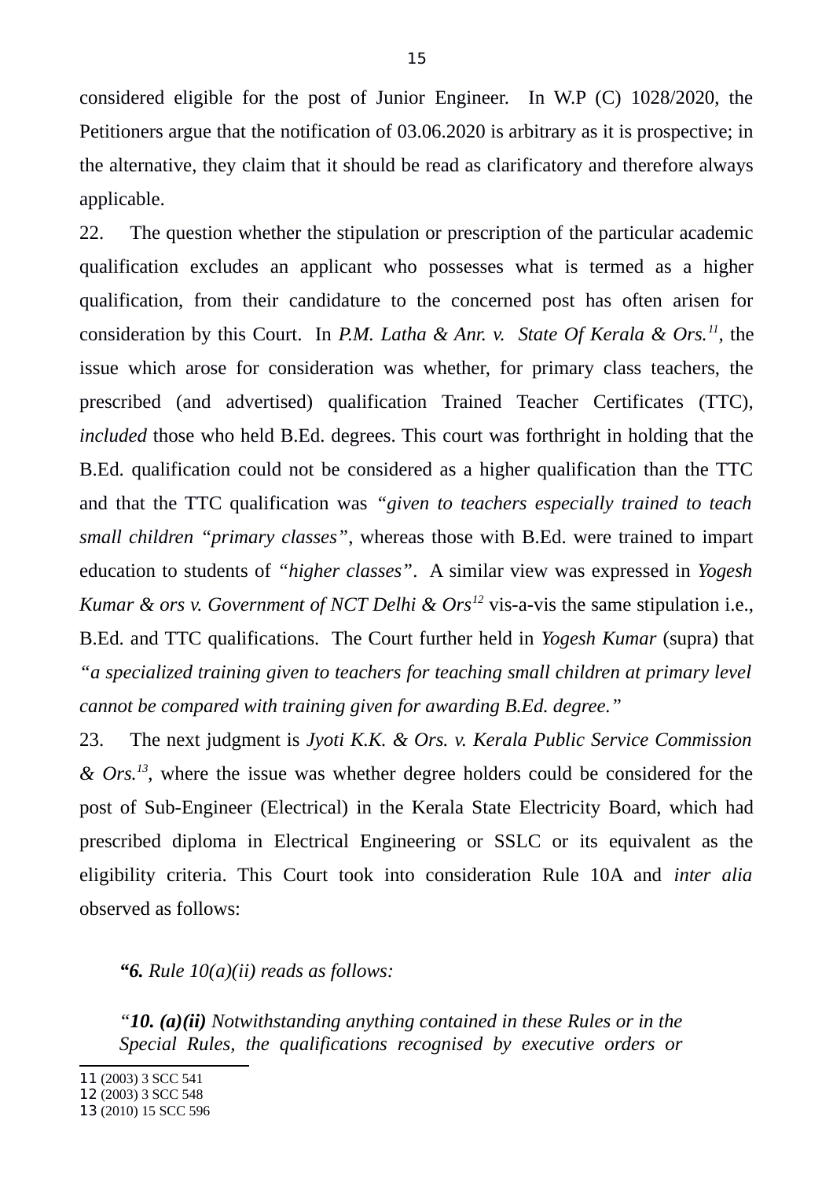considered eligible for the post of Junior Engineer. In W.P (C) 1028/2020, the Petitioners argue that the notification of 03.06.2020 is arbitrary as it is prospective; in the alternative, they claim that it should be read as clarificatory and therefore always applicable.

22. The question whether the stipulation or prescription of the particular academic qualification excludes an applicant who possesses what is termed as a higher qualification, from their candidature to the concerned post has often arisen for consideration by this Court. In *P.M. Latha & Anr. v. State Of Kerala & Ors.*[11], the issue which arose for consideration was whether, for primary class teachers, the prescribed (and advertised) qualification Trained Teacher Certificates (TTC), *included* those who held B.Ed. degrees. This court was forthright in holding that the B.Ed. qualification could not be considered as a higher qualification than the TTC and that the TTC qualification was *"given to teachers especially trained to teach small children "primary classes"*, whereas those with B.Ed. were trained to impart education to students of "*higher classes*". A similar view was expressed in *Yogesh Kumar & ors v. Government of NCT Delhi & Ors*[12] vis-a-vis the same stipulation i.e., B.Ed. and TTC qualifications. The Court further held in *Yogesh Kumar* (supra) that *"a specialized training given to teachers for teaching small children at primary level cannot be compared with training given for awarding B.Ed. degree."*

23. The next judgment is *Jyoti K.K. & Ors. v. Kerala Public Service Commission & Ors.*[13], where the issue was whether degree holders could be considered for the post of Sub-Engineer (Electrical) in the Kerala State Electricity Board, which had prescribed diploma in Electrical Engineering or SSLC or its equivalent as the eligibility criteria. This Court took into consideration Rule 10A and *inter alia* observed as follows:

> ***"6.** Rule 10(a)(ii) reads as follows:*
>
> *"**10. (a)(ii)** Notwithstanding anything contained in these Rules or in the Special Rules, the qualifications recognised by executive orders or*

---

11 (2003) 3 SCC 541

12 (2003) 3 SCC 548

13 (2010) 15 SCC 596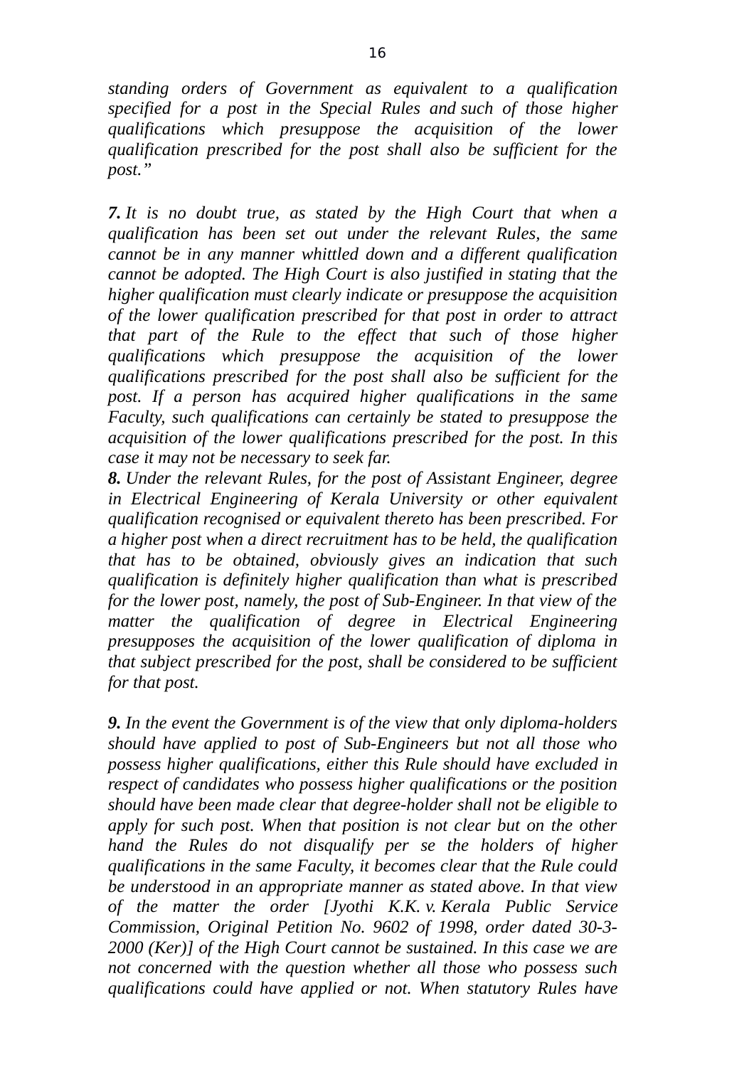*standing orders of Government as equivalent to a qualification specified for a post in the Special Rules and such of those higher qualifications which presuppose the acquisition of the lower qualification prescribed for the post shall also be sufficient for the post."*

***7.*** *It is no doubt true, as stated by the High Court that when a qualification has been set out under the relevant Rules, the same cannot be in any manner whittled down and a different qualification cannot be adopted. The High Court is also justified in stating that the higher qualification must clearly indicate or presuppose the acquisition of the lower qualification prescribed for that post in order to attract that part of the Rule to the effect that such of those higher qualifications which presuppose the acquisition of the lower qualifications prescribed for the post shall also be sufficient for the post. If a person has acquired higher qualifications in the same Faculty, such qualifications can certainly be stated to presuppose the acquisition of the lower qualifications prescribed for the post. In this case it may not be necessary to seek far.*

***8.*** *Under the relevant Rules, for the post of Assistant Engineer, degree in Electrical Engineering of Kerala University or other equivalent qualification recognised or equivalent thereto has been prescribed. For a higher post when a direct recruitment has to be held, the qualification that has to be obtained, obviously gives an indication that such qualification is definitely higher qualification than what is prescribed for the lower post, namely, the post of Sub-Engineer. In that view of the matter the qualification of degree in Electrical Engineering presupposes the acquisition of the lower qualification of diploma in that subject prescribed for the post, shall be considered to be sufficient for that post.*

***9.*** *In the event the Government is of the view that only diploma-holders should have applied to post of Sub-Engineers but not all those who possess higher qualifications, either this Rule should have excluded in respect of candidates who possess higher qualifications or the position should have been made clear that degree-holder shall not be eligible to apply for such post. When that position is not clear but on the other hand the Rules do not disqualify per se the holders of higher qualifications in the same Faculty, it becomes clear that the Rule could be understood in an appropriate manner as stated above. In that view of the matter the order [Jyothi K.K. v. Kerala Public Service Commission, Original Petition No. 9602 of 1998, order dated 30-3-2000 (Ker)] of the High Court cannot be sustained. In this case we are not concerned with the question whether all those who possess such qualifications could have applied or not. When statutory Rules have*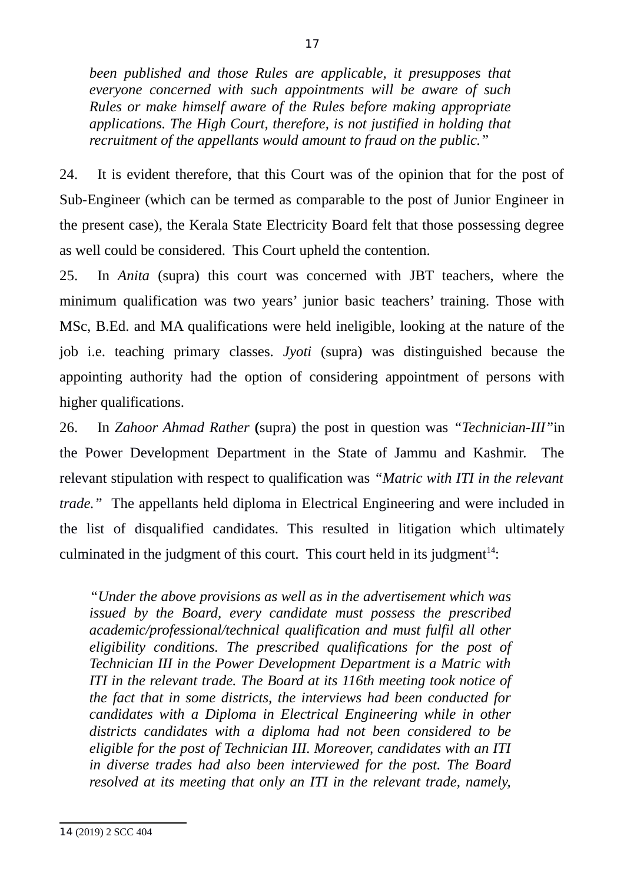*been published and those Rules are applicable, it presupposes that everyone concerned with such appointments will be aware of such Rules or make himself aware of the Rules before making appropriate applications. The High Court, therefore, is not justified in holding that recruitment of the appellants would amount to fraud on the public."*

24. It is evident therefore, that this Court was of the opinion that for the post of Sub-Engineer (which can be termed as comparable to the post of Junior Engineer in the present case), the Kerala State Electricity Board felt that those possessing degree as well could be considered. This Court upheld the contention.

25. In *Anita* (supra) this court was concerned with JBT teachers, where the minimum qualification was two years' junior basic teachers' training. Those with MSc, B.Ed. and MA qualifications were held ineligible, looking at the nature of the job i.e. teaching primary classes. *Jyoti* (supra) was distinguished because the appointing authority had the option of considering appointment of persons with higher qualifications.

26. In *Zahoor Ahmad Rather* **(**supra) the post in question was *"Technician-III"*in the Power Development Department in the State of Jammu and Kashmir. The relevant stipulation with respect to qualification was *"Matric with ITI in the relevant trade."* The appellants held diploma in Electrical Engineering and were included in the list of disqualified candidates. This resulted in litigation which ultimately culminated in the judgment of this court. This court held in its judgment[14]:

*"Under the above provisions as well as in the advertisement which was issued by the Board, every candidate must possess the prescribed academic/professional/technical qualification and must fulfil all other eligibility conditions. The prescribed qualifications for the post of Technician III in the Power Development Department is a Matric with ITI in the relevant trade. The Board at its 116th meeting took notice of the fact that in some districts, the interviews had been conducted for candidates with a Diploma in Electrical Engineering while in other districts candidates with a diploma had not been considered to be eligible for the post of Technician III. Moreover, candidates with an ITI in diverse trades had also been interviewed for the post. The Board resolved at its meeting that only an ITI in the relevant trade, namely,*

14 (2019) 2 SCC 404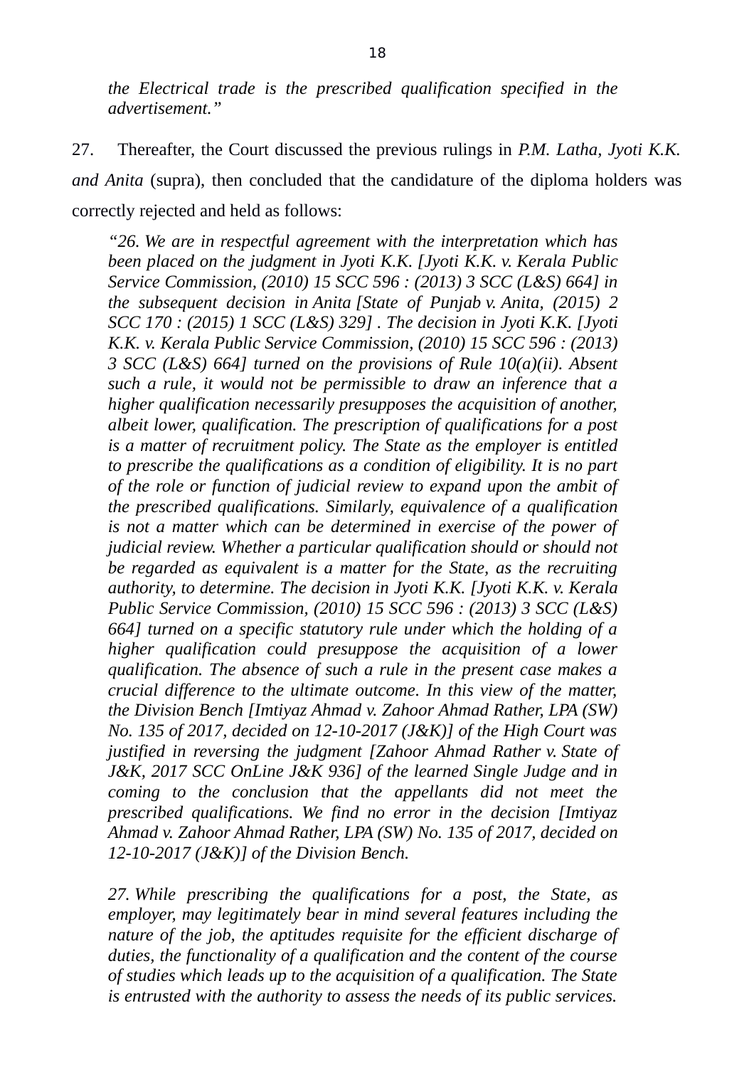*the Electrical trade is the prescribed qualification specified in the advertisement."*

27. Thereafter, the Court discussed the previous rulings in *P.M. Latha, Jyoti K.K. and Anita* (supra), then concluded that the candidature of the diploma holders was correctly rejected and held as follows:

> *"26. We are in respectful agreement with the interpretation which has been placed on the judgment in Jyoti K.K. [Jyoti K.K. v. Kerala Public Service Commission, (2010) 15 SCC 596 : (2013) 3 SCC (L&S) 664] in the subsequent decision in Anita [State of Punjab v. Anita, (2015) 2 SCC 170 : (2015) 1 SCC (L&S) 329] . The decision in Jyoti K.K. [Jyoti K.K. v. Kerala Public Service Commission, (2010) 15 SCC 596 : (2013) 3 SCC (L&S) 664] turned on the provisions of Rule 10(a)(ii). Absent such a rule, it would not be permissible to draw an inference that a higher qualification necessarily presupposes the acquisition of another, albeit lower, qualification. The prescription of qualifications for a post is a matter of recruitment policy. The State as the employer is entitled to prescribe the qualifications as a condition of eligibility. It is no part of the role or function of judicial review to expand upon the ambit of the prescribed qualifications. Similarly, equivalence of a qualification is not a matter which can be determined in exercise of the power of judicial review. Whether a particular qualification should or should not be regarded as equivalent is a matter for the State, as the recruiting authority, to determine. The decision in Jyoti K.K. [Jyoti K.K. v. Kerala Public Service Commission, (2010) 15 SCC 596 : (2013) 3 SCC (L&S) 664] turned on a specific statutory rule under which the holding of a higher qualification could presuppose the acquisition of a lower qualification. The absence of such a rule in the present case makes a crucial difference to the ultimate outcome. In this view of the matter, the Division Bench [Imtiyaz Ahmad v. Zahoor Ahmad Rather, LPA (SW) No. 135 of 2017, decided on 12-10-2017 (J&K)] of the High Court was justified in reversing the judgment [Zahoor Ahmad Rather v. State of J&K, 2017 SCC OnLine J&K 936] of the learned Single Judge and in coming to the conclusion that the appellants did not meet the prescribed qualifications. We find no error in the decision [Imtiyaz Ahmad v. Zahoor Ahmad Rather, LPA (SW) No. 135 of 2017, decided on 12-10-2017 (J&K)] of the Division Bench.*
>
> *27. While prescribing the qualifications for a post, the State, as employer, may legitimately bear in mind several features including the nature of the job, the aptitudes requisite for the efficient discharge of duties, the functionality of a qualification and the content of the course of studies which leads up to the acquisition of a qualification. The State is entrusted with the authority to assess the needs of its public services.*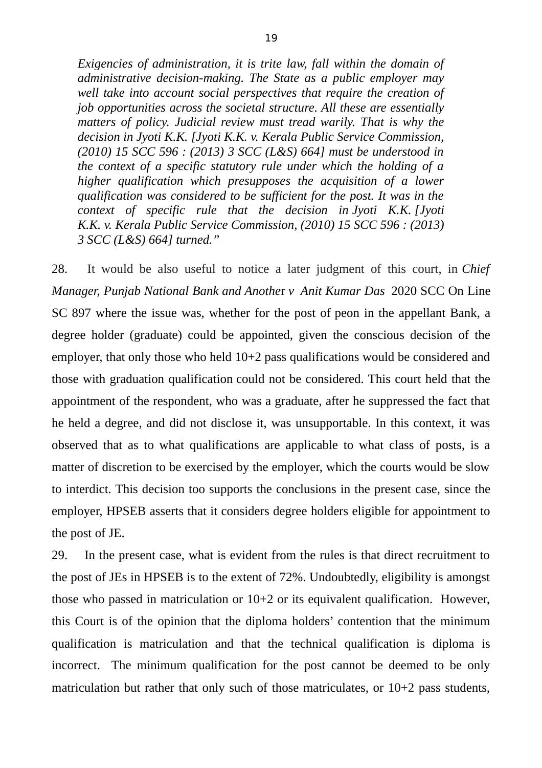*Exigencies of administration, it is trite law, fall within the domain of administrative decision-making. The State as a public employer may well take into account social perspectives that require the creation of job opportunities across the societal structure. All these are essentially matters of policy. Judicial review must tread warily. That is why the decision in Jyoti K.K. [Jyoti K.K. v. Kerala Public Service Commission, (2010) 15 SCC 596 : (2013) 3 SCC (L&S) 664] must be understood in the context of a specific statutory rule under which the holding of a higher qualification which presupposes the acquisition of a lower qualification was considered to be sufficient for the post. It was in the context of specific rule that the decision in Jyoti K.K. [Jyoti K.K. v. Kerala Public Service Commission, (2010) 15 SCC 596 : (2013) 3 SCC (L&S) 664] turned."*

28. It would be also useful to notice a later judgment of this court, in *Chief Manager, Punjab National Bank and Another v Anit Kumar Das* 2020 SCC On Line SC 897 where the issue was, whether for the post of peon in the appellant Bank, a degree holder (graduate) could be appointed, given the conscious decision of the employer, that only those who held 10+2 pass qualifications would be considered and those with graduation qualification could not be considered. This court held that the appointment of the respondent, who was a graduate, after he suppressed the fact that he held a degree, and did not disclose it, was unsupportable. In this context, it was observed that as to what qualifications are applicable to what class of posts, is a matter of discretion to be exercised by the employer, which the courts would be slow to interdict. This decision too supports the conclusions in the present case, since the employer, HPSEB asserts that it considers degree holders eligible for appointment to the post of JE.

29. In the present case, what is evident from the rules is that direct recruitment to the post of JEs in HPSEB is to the extent of 72%. Undoubtedly, eligibility is amongst those who passed in matriculation or 10+2 or its equivalent qualification. However, this Court is of the opinion that the diploma holders' contention that the minimum qualification is matriculation and that the technical qualification is diploma is incorrect. The minimum qualification for the post cannot be deemed to be only matriculation but rather that only such of those matriculates, or 10+2 pass students,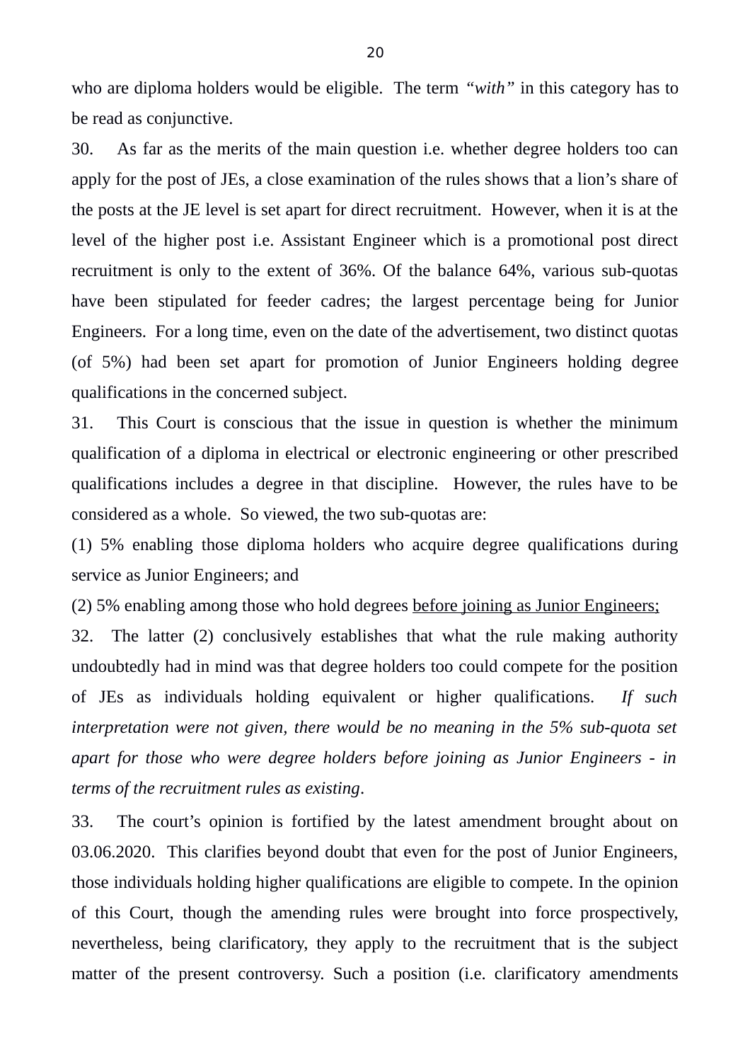who are diploma holders would be eligible. The term *"with"* in this category has to be read as conjunctive.

30. As far as the merits of the main question i.e. whether degree holders too can apply for the post of JEs, a close examination of the rules shows that a lion's share of the posts at the JE level is set apart for direct recruitment. However, when it is at the level of the higher post i.e. Assistant Engineer which is a promotional post direct recruitment is only to the extent of 36%. Of the balance 64%, various sub-quotas have been stipulated for feeder cadres; the largest percentage being for Junior Engineers. For a long time, even on the date of the advertisement, two distinct quotas (of 5%) had been set apart for promotion of Junior Engineers holding degree qualifications in the concerned subject.

31. This Court is conscious that the issue in question is whether the minimum qualification of a diploma in electrical or electronic engineering or other prescribed qualifications includes a degree in that discipline. However, the rules have to be considered as a whole. So viewed, the two sub-quotas are:

(1) 5% enabling those diploma holders who acquire degree qualifications during service as Junior Engineers; and

(2) 5% enabling among those who hold degrees <u>before joining as Junior Engineers;</u>

32. The latter (2) conclusively establishes that what the rule making authority undoubtedly had in mind was that degree holders too could compete for the position of JEs as individuals holding equivalent or higher qualifications. *If such interpretation were not given, there would be no meaning in the 5% sub-quota set apart for those who were degree holders before joining as Junior Engineers - in terms of the recruitment rules as existing*.

33. The court's opinion is fortified by the latest amendment brought about on 03.06.2020. This clarifies beyond doubt that even for the post of Junior Engineers, those individuals holding higher qualifications are eligible to compete. In the opinion of this Court, though the amending rules were brought into force prospectively, nevertheless, being clarificatory, they apply to the recruitment that is the subject matter of the present controversy. Such a position (i.e. clarificatory amendments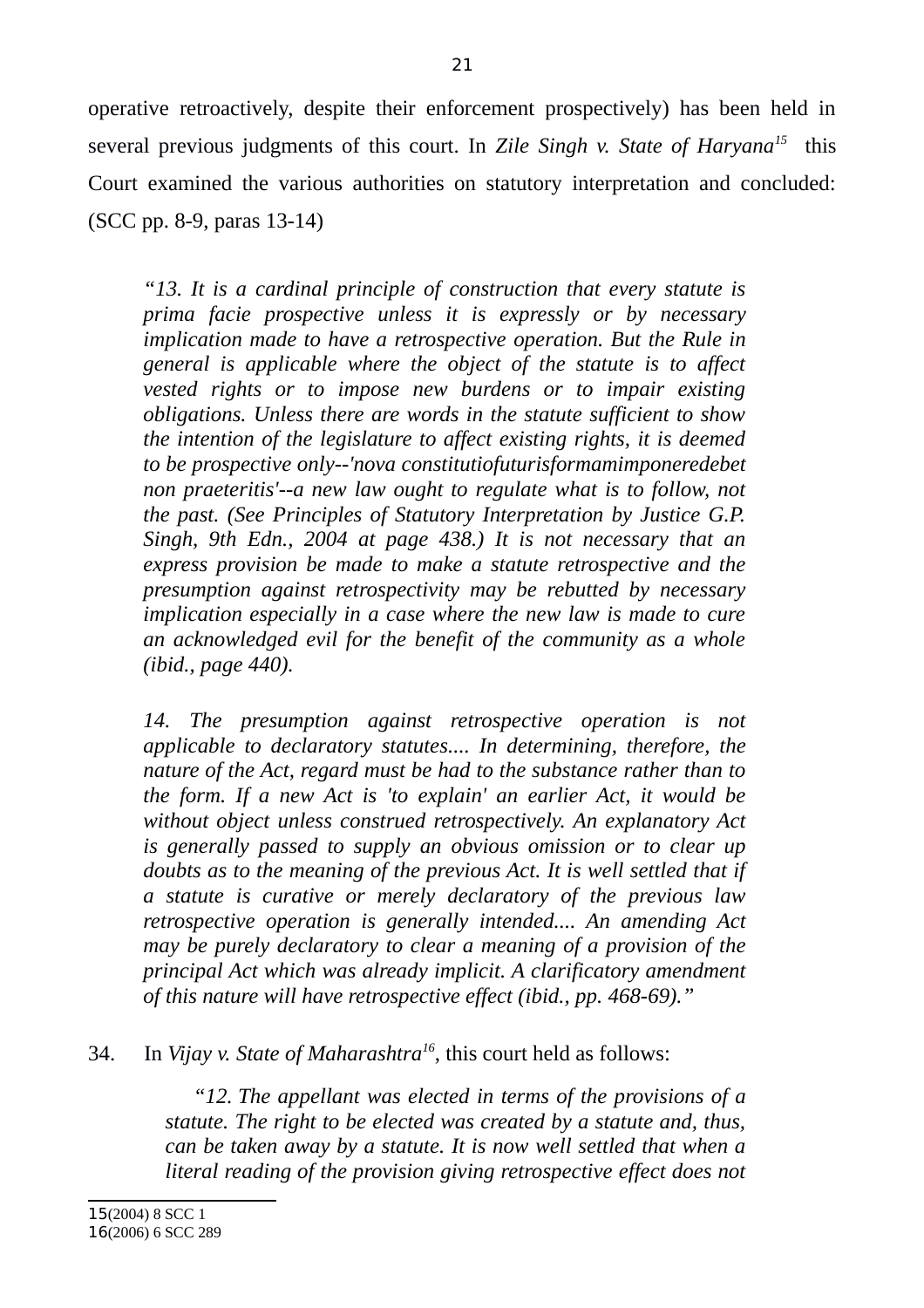operative retroactively, despite their enforcement prospectively) has been held in several previous judgments of this court. In *Zile Singh v. State of Haryana*[15] this Court examined the various authorities on statutory interpretation and concluded: (SCC pp. 8-9, paras 13-14)

> *"13. It is a cardinal principle of construction that every statute is prima facie prospective unless it is expressly or by necessary implication made to have a retrospective operation. But the Rule in general is applicable where the object of the statute is to affect vested rights or to impose new burdens or to impair existing obligations. Unless there are words in the statute sufficient to show the intention of the legislature to affect existing rights, it is deemed to be prospective only--'nova constitutiofuturisformamimponeredebet non praeteritis'--a new law ought to regulate what is to follow, not the past. (See Principles of Statutory Interpretation by Justice G.P. Singh, 9th Edn., 2004 at page 438.) It is not necessary that an express provision be made to make a statute retrospective and the presumption against retrospectivity may be rebutted by necessary implication especially in a case where the new law is made to cure an acknowledged evil for the benefit of the community as a whole (ibid., page 440).*
>
> *14. The presumption against retrospective operation is not applicable to declaratory statutes.... In determining, therefore, the nature of the Act, regard must be had to the substance rather than to the form. If a new Act is 'to explain' an earlier Act, it would be without object unless construed retrospectively. An explanatory Act is generally passed to supply an obvious omission or to clear up doubts as to the meaning of the previous Act. It is well settled that if a statute is curative or merely declaratory of the previous law retrospective operation is generally intended.... An amending Act may be purely declaratory to clear a meaning of a provision of the principal Act which was already implicit. A clarificatory amendment of this nature will have retrospective effect (ibid., pp. 468-69)."*

34. In *Vijay v. State of Maharashtra*[16], this court held as follows:

> *"12. The appellant was elected in terms of the provisions of a statute. The right to be elected was created by a statute and, thus, can be taken away by a statute. It is now well settled that when a literal reading of the provision giving retrospective effect does not*

---

15 (2004) 8 SCC 1

16 (2006) 6 SCC 289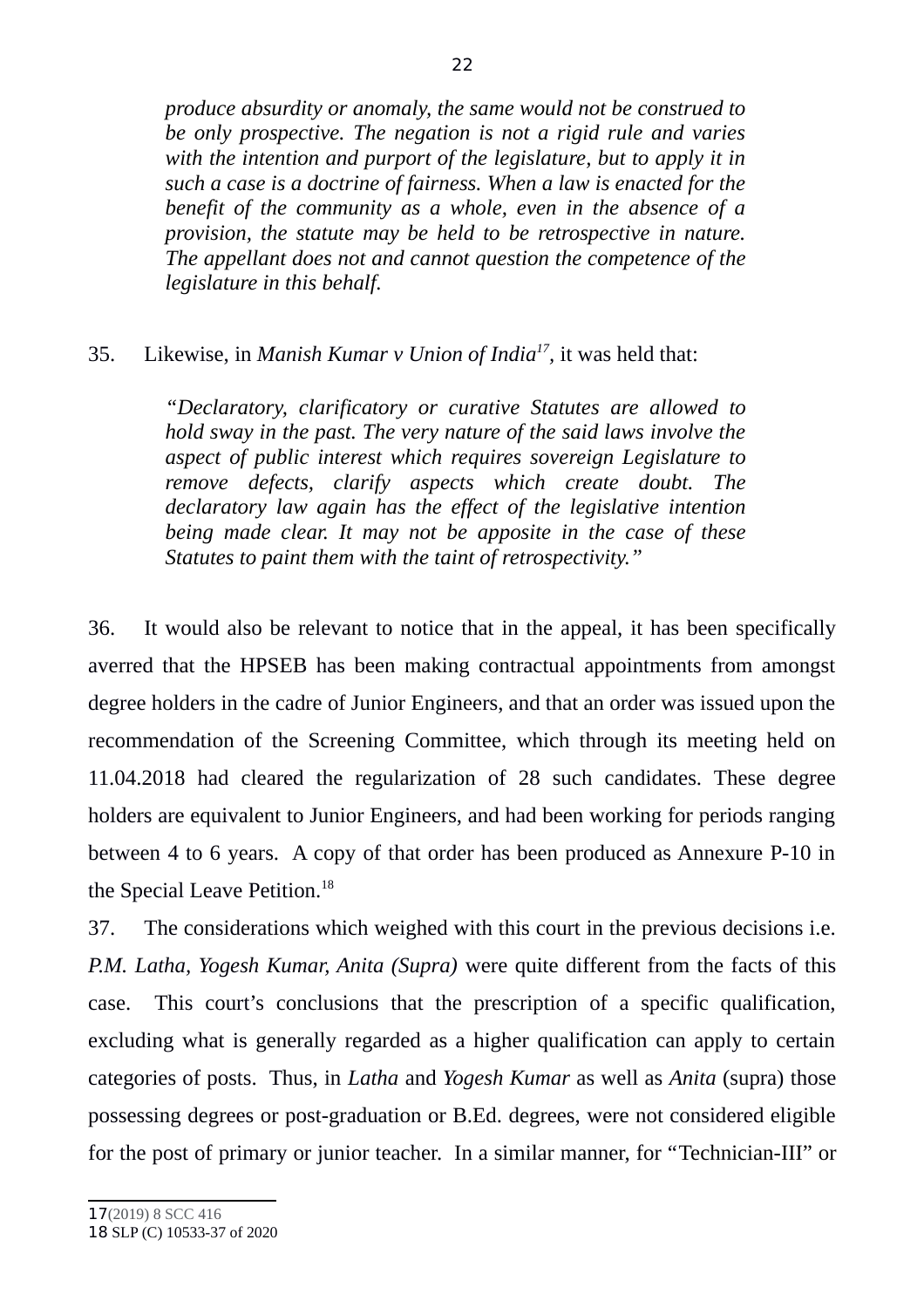*produce absurdity or anomaly, the same would not be construed to be only prospective. The negation is not a rigid rule and varies with the intention and purport of the legislature, but to apply it in such a case is a doctrine of fairness. When a law is enacted for the benefit of the community as a whole, even in the absence of a provision, the statute may be held to be retrospective in nature. The appellant does not and cannot question the competence of the legislature in this behalf.*

35. Likewise, in *Manish Kumar v Union of India*[17], it was held that:

> *"Declaratory, clarificatory or curative Statutes are allowed to hold sway in the past. The very nature of the said laws involve the aspect of public interest which requires sovereign Legislature to remove defects, clarify aspects which create doubt. The declaratory law again has the effect of the legislative intention being made clear. It may not be apposite in the case of these Statutes to paint them with the taint of retrospectivity."*

36. It would also be relevant to notice that in the appeal, it has been specifically averred that the HPSEB has been making contractual appointments from amongst degree holders in the cadre of Junior Engineers, and that an order was issued upon the recommendation of the Screening Committee, which through its meeting held on 11.04.2018 had cleared the regularization of 28 such candidates. These degree holders are equivalent to Junior Engineers, and had been working for periods ranging between 4 to 6 years. A copy of that order has been produced as Annexure P-10 in the Special Leave Petition.[18]

37. The considerations which weighed with this court in the previous decisions i.e. *P.M. Latha, Yogesh Kumar, Anita (Supra)* were quite different from the facts of this case. This court's conclusions that the prescription of a specific qualification, excluding what is generally regarded as a higher qualification can apply to certain categories of posts. Thus, in *Latha* and *Yogesh Kumar* as well as *Anita* (supra) those possessing degrees or post-graduation or B.Ed. degrees, were not considered eligible for the post of primary or junior teacher. In a similar manner, for "Technician-III" or

---

17 (2019) 8 SCC 416

18 SLP (C) 10533-37 of 2020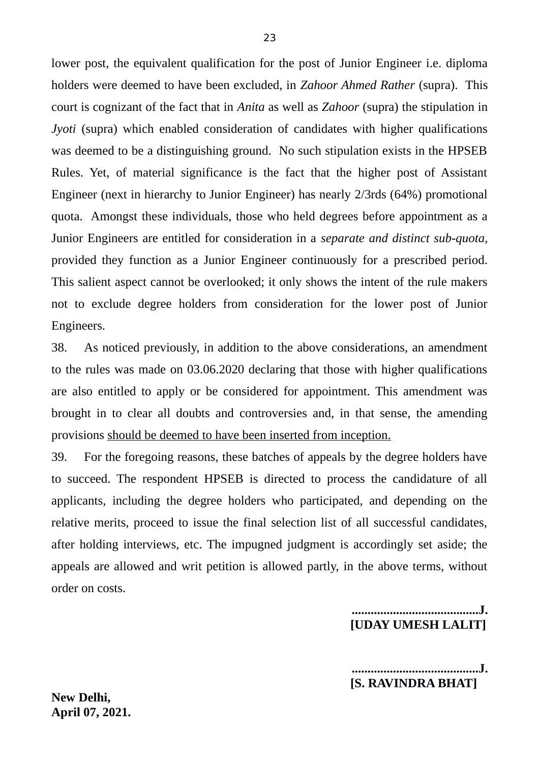lower post, the equivalent qualification for the post of Junior Engineer i.e. diploma holders were deemed to have been excluded, in *Zahoor Ahmed Rather* (supra). This court is cognizant of the fact that in *Anita* as well as *Zahoor* (supra) the stipulation in *Jyoti* (supra) which enabled consideration of candidates with higher qualifications was deemed to be a distinguishing ground. No such stipulation exists in the HPSEB Rules. Yet, of material significance is the fact that the higher post of Assistant Engineer (next in hierarchy to Junior Engineer) has nearly 2/3rds (64%) promotional quota. Amongst these individuals, those who held degrees before appointment as a Junior Engineers are entitled for consideration in a *separate and distinct sub-quota*, provided they function as a Junior Engineer continuously for a prescribed period. This salient aspect cannot be overlooked; it only shows the intent of the rule makers not to exclude degree holders from consideration for the lower post of Junior Engineers.

38. As noticed previously, in addition to the above considerations, an amendment to the rules was made on 03.06.2020 declaring that those with higher qualifications are also entitled to apply or be considered for appointment. This amendment was brought in to clear all doubts and controversies and, in that sense, the amending provisions <u>should be deemed to have been inserted from inception.</u>

39. For the foregoing reasons, these batches of appeals by the degree holders have to succeed. The respondent HPSEB is directed to process the candidature of all applicants, including the degree holders who participated, and depending on the relative merits, proceed to issue the final selection list of all successful candidates, after holding interviews, etc. The impugned judgment is accordingly set aside; the appeals are allowed and writ petition is allowed partly, in the above terms, without order on costs.

**........................................J.**
**[UDAY UMESH LALIT]**

**........................................J.**
**[S. RAVINDRA BHAT]**

**New Delhi,**
**April 07, 2021.**